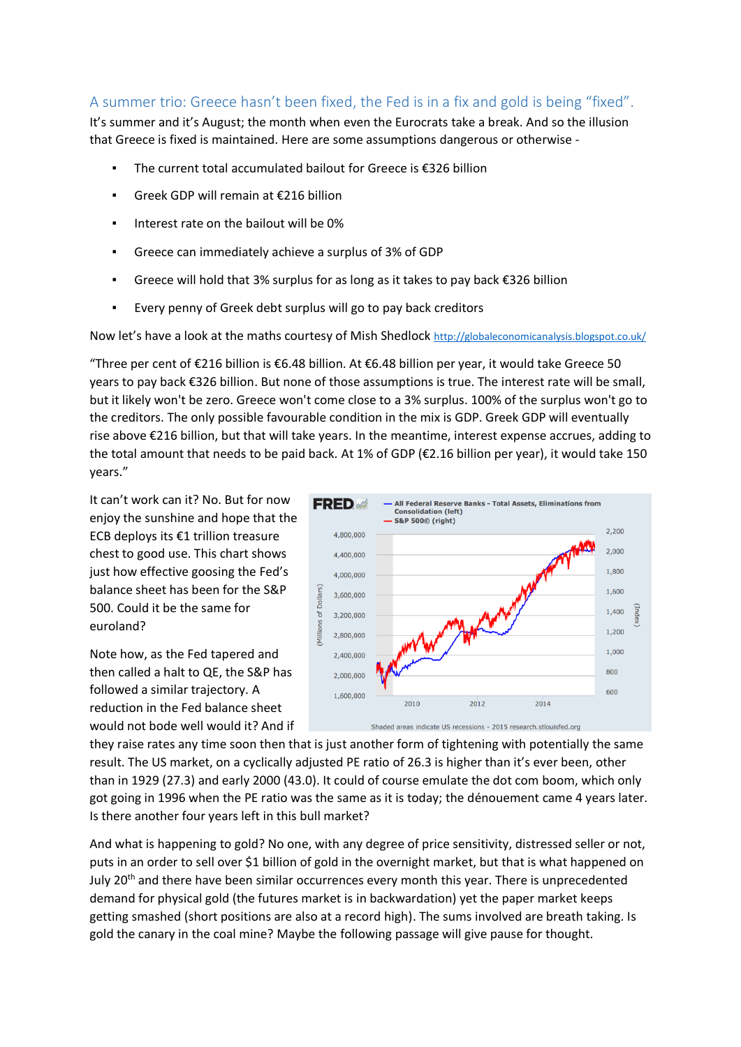## A summer trio: Greece hasn't been fixed, the Fed is in a fix and gold is being "fixed".

It's summer and it's August; the month when even the Eurocrats take a break. And so the illusion that Greece is fixed is maintained. Here are some assumptions dangerous or otherwise -

- The current total accumulated bailout for Greece is €326 billion
- Greek GDP will remain at €216 billion
- Interest rate on the bailout will be 0%
- Greece can immediately achieve a surplus of 3% of GDP
- Greece will hold that 3% surplus for as long as it takes to pay back €326 billion
- Every penny of Greek debt surplus will go to pay back creditors

Now let's have a look at the maths courtesy of Mish Shedlock http://globaleconomicanalysis.blogspot.co.uk/

"Three per cent of €216 billion is €6.48 billion. At €6.48 billion per year, it would take Greece 50 years to pay back €326 billion. But none of those assumptions is true. The interest rate will be small, but it likely won't be zero. Greece won't come close to a 3% surplus. 100% of the surplus won't go to the creditors. The only possible favourable condition in the mix is GDP. Greek GDP will eventually rise above €216 billion, but that will take years. In the meantime, interest expense accrues, adding to the total amount that needs to be paid back. At 1% of GDP (€2.16 billion per year), it would take 150 years."

It can't work can it? No. But for now enjoy the sunshine and hope that the ECB deploys its €1 trillion treasure chest to good use. This chart shows just how effective goosing the Fed's balance sheet has been for the S&P 500. Could it be the same for euroland?

Note how, as the Fed tapered and then called a halt to QE, the S&P has followed a similar trajectory. A reduction in the Fed balance sheet would not bode well would it? And if they raise rates any time soon then that is just another form of tightening with potentially the same result. The US market, on a cyclically adjusted PE ratio of 26.3 is higher than it's ever been, other than in 1929 (27.3) and early 2000 (43.0). It could of course emulate the dot com boom, which only got going in 1996 when the PE ratio was the same as it is today; the dénouement came 4 years later. Is there another four years left in this bull market?

And what is happening to gold? No one, with any degree of price sensitivity, distressed seller or not, puts in an order to sell over $1 billion of gold in the overnight market, but that is what happened on July 20th and there have been similar occurrences every month this year. There is unprecedented demand for physical gold (the futures market is in backwardation) yet the paper market keeps getting smashed (short positions are also at a record high). The sums involved are breath taking. Is gold the canary in the coal mine? Maybe the following passage will give pause for thought.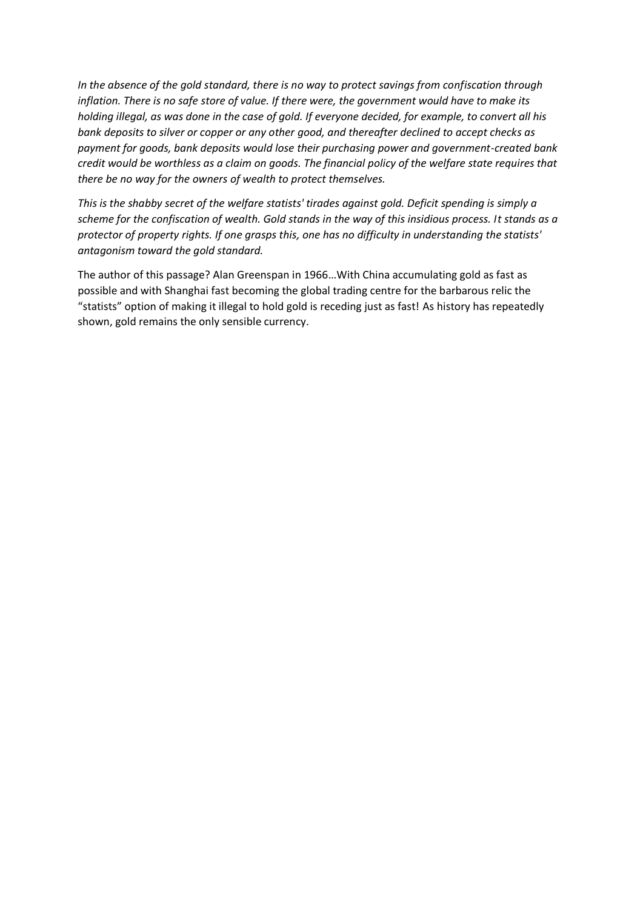*In the absence of the gold standard, there is no way to protect savings from confiscation through inflation. There is no safe store of value. If there were, the government would have to make its holding illegal, as was done in the case of gold. If everyone decided, for example, to convert all his bank deposits to silver or copper or any other good, and thereafter declined to accept checks as payment for goods, bank deposits would lose their purchasing power and government-created bank credit would be worthless as a claim on goods. The financial policy of the welfare state requires that there be no way for the owners of wealth to protect themselves.*

*This is the shabby secret of the welfare statists' tirades against gold. Deficit spending is simply a scheme for the confiscation of wealth. Gold stands in the way of this insidious process. It stands as a protector of property rights. If one grasps this, one has no difficulty in understanding the statists' antagonism toward the gold standard.*

The author of this passage? Alan Greenspan in 1966…With China accumulating gold as fast as possible and with Shanghai fast becoming the global trading centre for the barbarous relic the "statists" option of making it illegal to hold gold is receding just as fast! As history has repeatedly shown, gold remains the only sensible currency.